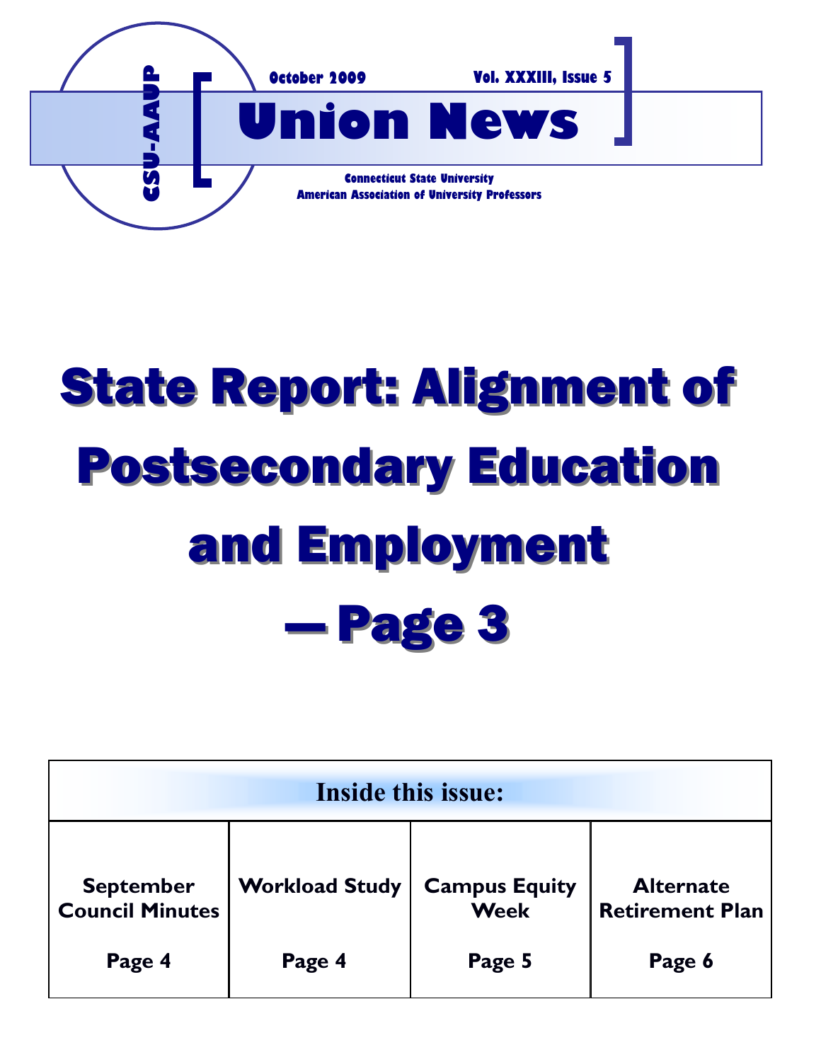CSU-AAUP

October 2009 Vol. XXXIII, Issue 5

# Union News

Connecticut State University
American Association of University Professors

# State Report: Alignment of Postsecondary Education and Employment — Page 3

| Inside this issue: | | | |
|---|---|---|---|
| **September Council Minutes** Page 4 | **Workload Study** Page 4 | **Campus Equity Week** Page 5 | **Alternate Retirement Plan** Page 6 |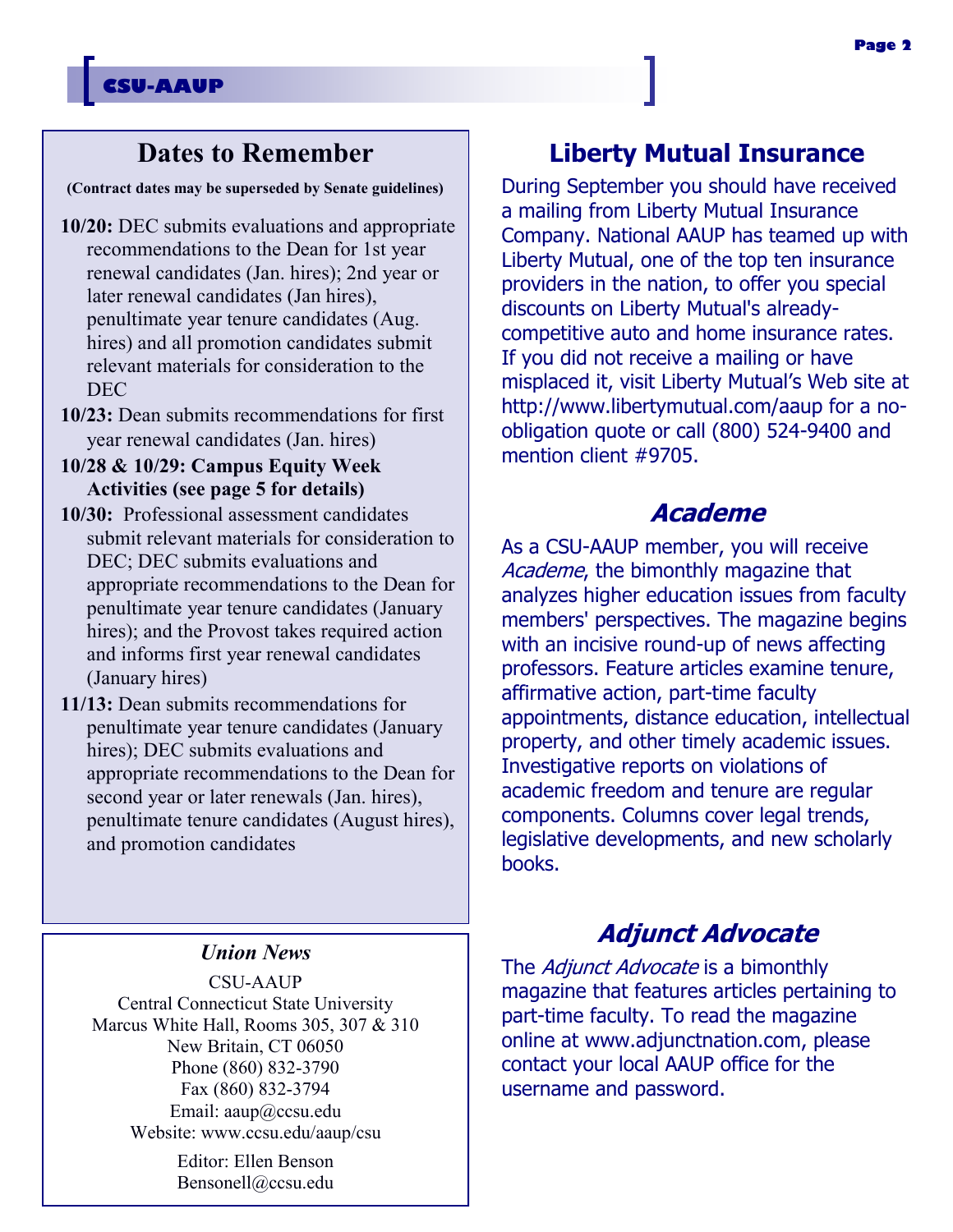## Dates to Remember

**(Contract dates may be superseded by Senate guidelines)**

**10/20:** DEC submits evaluations and appropriate recommendations to the Dean for 1st year renewal candidates (Jan. hires); 2nd year or later renewal candidates (Jan hires), penultimate year tenure candidates (Aug. hires) and all promotion candidates submit relevant materials for consideration to the DEC

**10/23:** Dean submits recommendations for first year renewal candidates (Jan. hires)

**10/28 & 10/29: Campus Equity Week Activities (see page 5 for details)**

**10/30:** Professional assessment candidates submit relevant materials for consideration to DEC; DEC submits evaluations and appropriate recommendations to the Dean for penultimate year tenure candidates (January hires); and the Provost takes required action and informs first year renewal candidates (January hires)

**11/13:** Dean submits recommendations for penultimate year tenure candidates (January hires); DEC submits evaluations and appropriate recommendations to the Dean for second year or later renewals (Jan. hires), penultimate tenure candidates (August hires), and promotion candidates

### *Union News*

CSU-AAUP
Central Connecticut State University
Marcus White Hall, Rooms 305, 307 & 310
New Britain, CT 06050
Phone (860) 832-3790
Fax (860) 832-3794
Email: aaup@ccsu.edu
Website: www.ccsu.edu/aaup/csu

Editor: Ellen Benson
Bensonell@ccsu.edu

## Liberty Mutual Insurance

During September you should have received a mailing from Liberty Mutual Insurance Company. National AAUP has teamed up with Liberty Mutual, one of the top ten insurance providers in the nation, to offer you special discounts on Liberty Mutual's already-competitive auto and home insurance rates. If you did not receive a mailing or have misplaced it, visit Liberty Mutual's Web site at http://www.libertymutual.com/aaup for a no-obligation quote or call (800) 524-9400 and mention client #9705.

## *Academe*

As a CSU-AAUP member, you will receive *Academe*, the bimonthly magazine that analyzes higher education issues from faculty members' perspectives. The magazine begins with an incisive round-up of news affecting professors. Feature articles examine tenure, affirmative action, part-time faculty appointments, distance education, intellectual property, and other timely academic issues. Investigative reports on violations of academic freedom and tenure are regular components. Columns cover legal trends, legislative developments, and new scholarly books.

## *Adjunct Advocate*

The *Adjunct Advocate* is a bimonthly magazine that features articles pertaining to part-time faculty. To read the magazine online at www.adjunctnation.com, please contact your local AAUP office for the username and password.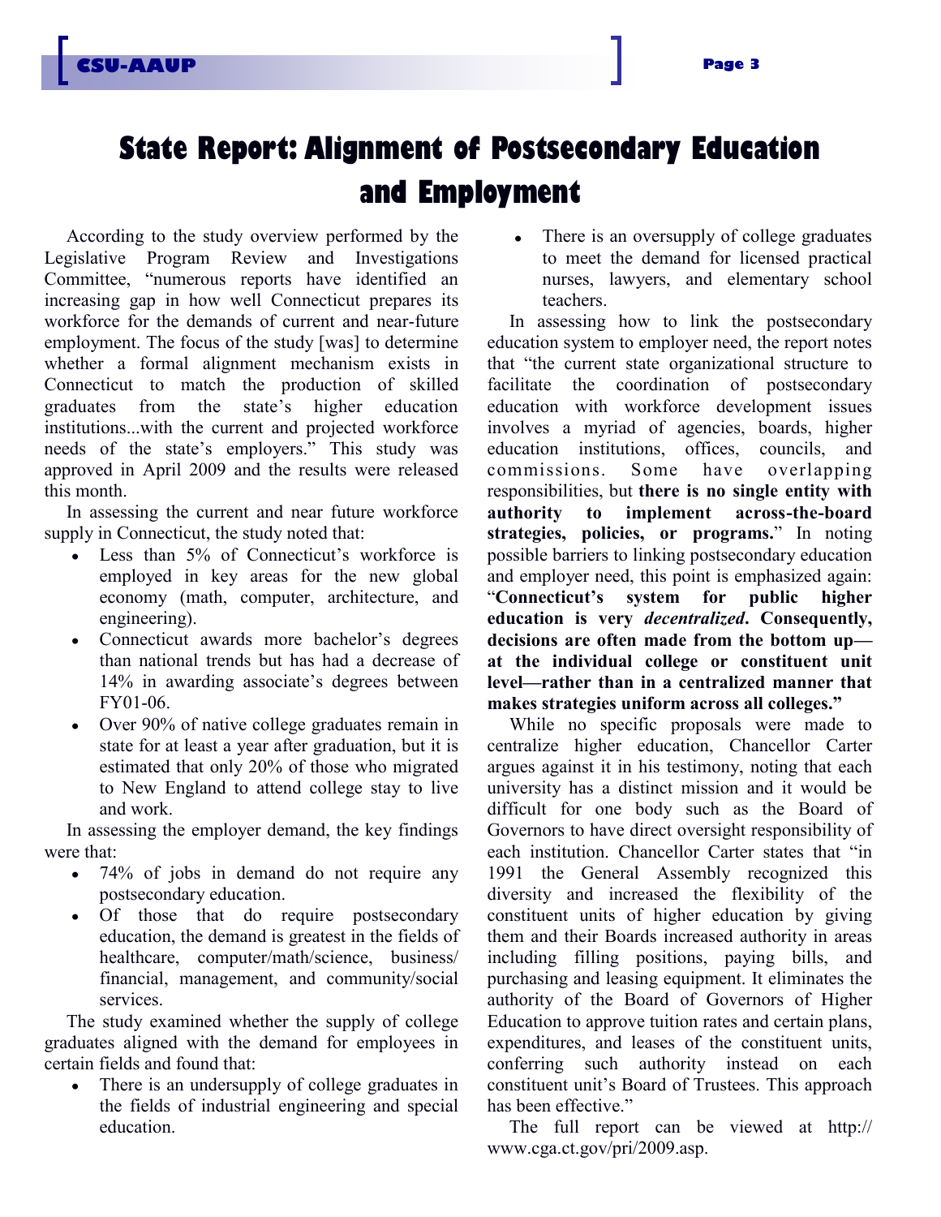# State Report: Alignment of Postsecondary Education and Employment

According to the study overview performed by the Legislative Program Review and Investigations Committee, "numerous reports have identified an increasing gap in how well Connecticut prepares its workforce for the demands of current and near-future employment. The focus of the study [was] to determine whether a formal alignment mechanism exists in Connecticut to match the production of skilled graduates from the state's higher education institutions...with the current and projected workforce needs of the state's employers." This study was approved in April 2009 and the results were released this month.

In assessing the current and near future workforce supply in Connecticut, the study noted that:

- Less than 5% of Connecticut's workforce is employed in key areas for the new global economy (math, computer, architecture, and engineering).
- Connecticut awards more bachelor's degrees than national trends but has had a decrease of 14% in awarding associate's degrees between FY01-06.
- Over 90% of native college graduates remain in state for at least a year after graduation, but it is estimated that only 20% of those who migrated to New England to attend college stay to live and work.

In assessing the employer demand, the key findings were that:

- 74% of jobs in demand do not require any postsecondary education.
- Of those that do require postsecondary education, the demand is greatest in the fields of healthcare, computer/math/science, business/financial, management, and community/social services.

The study examined whether the supply of college graduates aligned with the demand for employees in certain fields and found that:

- There is an undersupply of college graduates in the fields of industrial engineering and special education.
- There is an oversupply of college graduates to meet the demand for licensed practical nurses, lawyers, and elementary school teachers.

In assessing how to link the postsecondary education system to employer need, the report notes that "the current state organizational structure to facilitate the coordination of postsecondary education with workforce development issues involves a myriad of agencies, boards, higher education institutions, offices, councils, and commissions. Some have overlapping responsibilities, but **there is no single entity with authority to implement across-the-board strategies, policies, or programs.**" In noting possible barriers to linking postsecondary education and employer need, this point is emphasized again: "**Connecticut's system for public higher education is very *decentralized*. Consequently, decisions are often made from the bottom up—at the individual college or constituent unit level—rather than in a centralized manner that makes strategies uniform across all colleges.**"

While no specific proposals were made to centralize higher education, Chancellor Carter argues against it in his testimony, noting that each university has a distinct mission and it would be difficult for one body such as the Board of Governors to have direct oversight responsibility of each institution. Chancellor Carter states that "in 1991 the General Assembly recognized this diversity and increased the flexibility of the constituent units of higher education by giving them and their Boards increased authority in areas including filling positions, paying bills, and purchasing and leasing equipment. It eliminates the authority of the Board of Governors of Higher Education to approve tuition rates and certain plans, expenditures, and leases of the constituent units, conferring such authority instead on each constituent unit's Board of Trustees. This approach has been effective."

The full report can be viewed at http://www.cga.ct.gov/pri/2009.asp.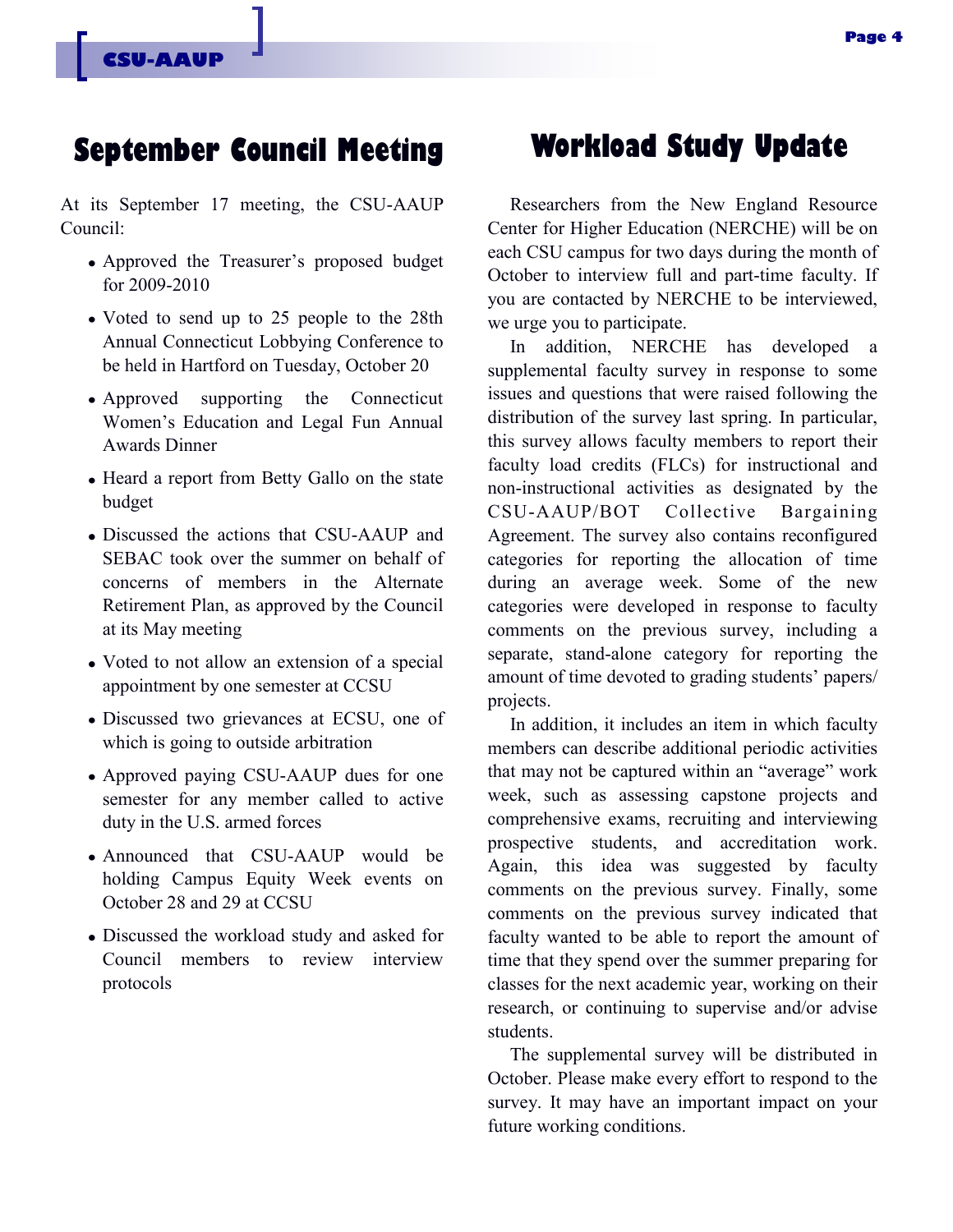## September Council Meeting

At its September 17 meeting, the CSU-AAUP Council:

- Approved the Treasurer's proposed budget for 2009-2010
- Voted to send up to 25 people to the 28th Annual Connecticut Lobbying Conference to be held in Hartford on Tuesday, October 20
- Approved supporting the Connecticut Women's Education and Legal Fun Annual Awards Dinner
- Heard a report from Betty Gallo on the state budget
- Discussed the actions that CSU-AAUP and SEBAC took over the summer on behalf of concerns of members in the Alternate Retirement Plan, as approved by the Council at its May meeting
- Voted to not allow an extension of a special appointment by one semester at CCSU
- Discussed two grievances at ECSU, one of which is going to outside arbitration
- Approved paying CSU-AAUP dues for one semester for any member called to active duty in the U.S. armed forces
- Announced that CSU-AAUP would be holding Campus Equity Week events on October 28 and 29 at CCSU
- Discussed the workload study and asked for Council members to review interview protocols

## Workload Study Update

Researchers from the New England Resource Center for Higher Education (NERCHE) will be on each CSU campus for two days during the month of October to interview full and part-time faculty. If you are contacted by NERCHE to be interviewed, we urge you to participate.

In addition, NERCHE has developed a supplemental faculty survey in response to some issues and questions that were raised following the distribution of the survey last spring. In particular, this survey allows faculty members to report their faculty load credits (FLCs) for instructional and non-instructional activities as designated by the CSU-AAUP/BOT Collective Bargaining Agreement. The survey also contains reconfigured categories for reporting the allocation of time during an average week. Some of the new categories were developed in response to faculty comments on the previous survey, including a separate, stand-alone category for reporting the amount of time devoted to grading students' papers/ projects.

In addition, it includes an item in which faculty members can describe additional periodic activities that may not be captured within an "average" work week, such as assessing capstone projects and comprehensive exams, recruiting and interviewing prospective students, and accreditation work. Again, this idea was suggested by faculty comments on the previous survey. Finally, some comments on the previous survey indicated that faculty wanted to be able to report the amount of time that they spend over the summer preparing for classes for the next academic year, working on their research, or continuing to supervise and/or advise students.

The supplemental survey will be distributed in October. Please make every effort to respond to the survey. It may have an important impact on your future working conditions.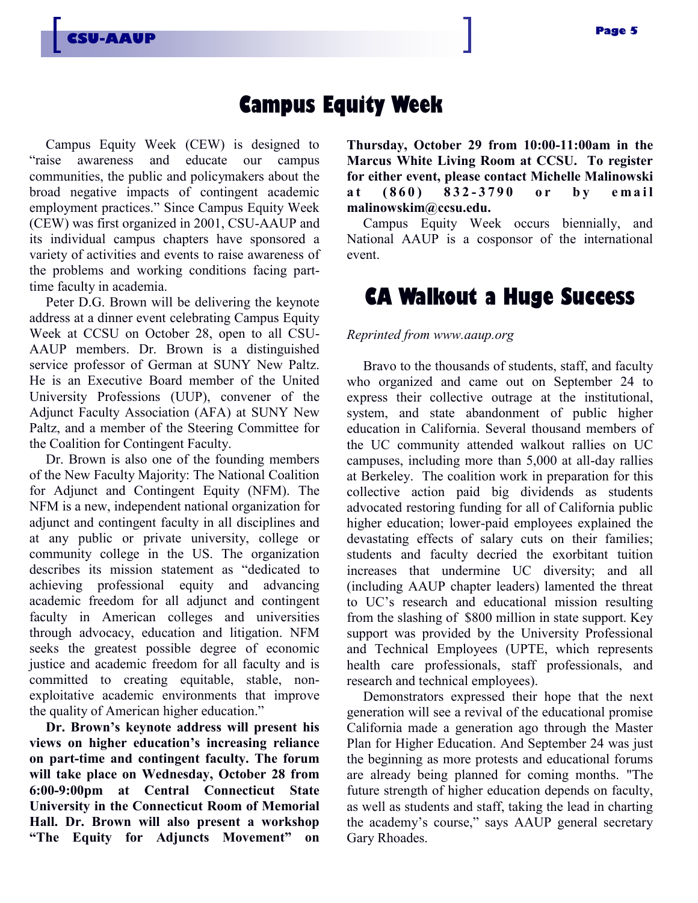## Campus Equity Week

Campus Equity Week (CEW) is designed to "raise awareness and educate our campus communities, the public and policymakers about the broad negative impacts of contingent academic employment practices." Since Campus Equity Week (CEW) was first organized in 2001, CSU-AAUP and its individual campus chapters have sponsored a variety of activities and events to raise awareness of the problems and working conditions facing part-time faculty in academia.

Peter D.G. Brown will be delivering the keynote address at a dinner event celebrating Campus Equity Week at CCSU on October 28, open to all CSU-AAUP members. Dr. Brown is a distinguished service professor of German at SUNY New Paltz. He is an Executive Board member of the United University Professions (UUP), convener of the Adjunct Faculty Association (AFA) at SUNY New Paltz, and a member of the Steering Committee for the Coalition for Contingent Faculty.

Dr. Brown is also one of the founding members of the New Faculty Majority: The National Coalition for Adjunct and Contingent Equity (NFM). The NFM is a new, independent national organization for adjunct and contingent faculty in all disciplines and at any public or private university, college or community college in the US. The organization describes its mission statement as "dedicated to achieving professional equity and advancing academic freedom for all adjunct and contingent faculty in American colleges and universities through advocacy, education and litigation. NFM seeks the greatest possible degree of economic justice and academic freedom for all faculty and is committed to creating equitable, stable, non-exploitative academic environments that improve the quality of American higher education."

**Dr. Brown's keynote address will present his views on higher education's increasing reliance on part-time and contingent faculty. The forum will take place on Wednesday, October 28 from 6:00-9:00pm at Central Connecticut State University in the Connecticut Room of Memorial Hall. Dr. Brown will also present a workshop "The Equity for Adjuncts Movement" on Thursday, October 29 from 10:00-11:00am in the Marcus White Living Room at CCSU. To register for either event, please contact Michelle Malinowski at (860) 832-3790 or by email malinowskim@ccsu.edu.**

Campus Equity Week occurs biennially, and National AAUP is a cosponsor of the international event.

## CA Walkout a Huge Success

*Reprinted from www.aaup.org*

Bravo to the thousands of students, staff, and faculty who organized and came out on September 24 to express their collective outrage at the institutional, system, and state abandonment of public higher education in California. Several thousand members of the UC community attended walkout rallies on UC campuses, including more than 5,000 at all-day rallies at Berkeley. The coalition work in preparation for this collective action paid big dividends as students advocated restoring funding for all of California public higher education; lower-paid employees explained the devastating effects of salary cuts on their families; students and faculty decried the exorbitant tuition increases that undermine UC diversity; and all (including AAUP chapter leaders) lamented the threat to UC's research and educational mission resulting from the slashing of $800 million in state support. Key support was provided by the University Professional and Technical Employees (UPTE, which represents health care professionals, staff professionals, and research and technical employees).

Demonstrators expressed their hope that the next generation will see a revival of the educational promise California made a generation ago through the Master Plan for Higher Education. And September 24 was just the beginning as more protests and educational forums are already being planned for coming months. "The future strength of higher education depends on faculty, as well as students and staff, taking the lead in charting the academy's course," says AAUP general secretary Gary Rhoades.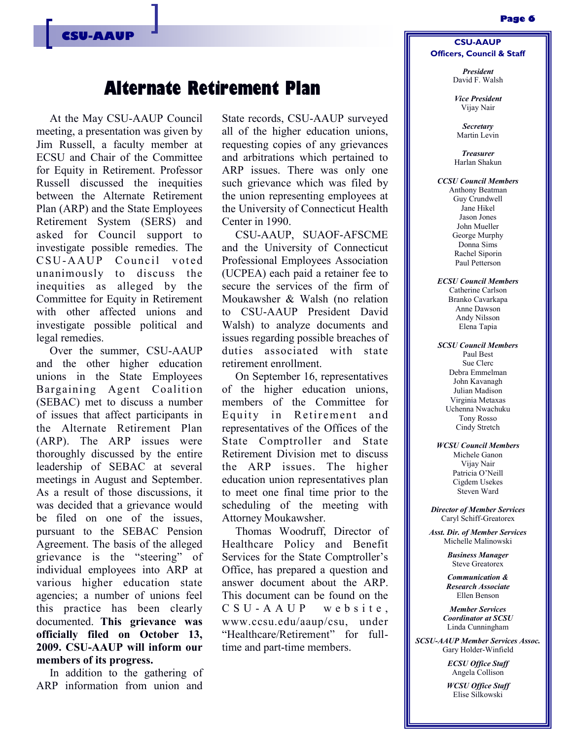# Alternate Retirement Plan

At the May CSU-AAUP Council meeting, a presentation was given by Jim Russell, a faculty member at ECSU and Chair of the Committee for Equity in Retirement. Professor Russell discussed the inequities between the Alternate Retirement Plan (ARP) and the State Employees Retirement System (SERS) and asked for Council support to investigate possible remedies. The CSU-AAUP Council voted unanimously to discuss the inequities as alleged by the Committee for Equity in Retirement with other affected unions and investigate possible political and legal remedies.

Over the summer, CSU-AAUP and the other higher education unions in the State Employees Bargaining Agent Coalition (SEBAC) met to discuss a number of issues that affect participants in the Alternate Retirement Plan (ARP). The ARP issues were thoroughly discussed by the entire leadership of SEBAC at several meetings in August and September. As a result of those discussions, it was decided that a grievance would be filed on one of the issues, pursuant to the SEBAC Pension Agreement. The basis of the alleged grievance is the "steering" of individual employees into ARP at various higher education state agencies; a number of unions feel this practice has been clearly documented. **This grievance was officially filed on October 13, 2009. CSU-AAUP will inform our members of its progress.**

In addition to the gathering of ARP information from union and State records, CSU-AAUP surveyed all of the higher education unions, requesting copies of any grievances and arbitrations which pertained to ARP issues. There was only one such grievance which was filed by the union representing employees at the University of Connecticut Health Center in 1990.

CSU-AAUP, SUAOF-AFSCME and the University of Connecticut Professional Employees Association (UCPEA) each paid a retainer fee to secure the services of the firm of Moukawsher & Walsh (no relation to CSU-AAUP President David Walsh) to analyze documents and issues regarding possible breaches of duties associated with state retirement enrollment.

On September 16, representatives of the higher education unions, members of the Committee for Equity in Retirement and representatives of the Offices of the State Comptroller and State Retirement Division met to discuss the ARP issues. The higher education union representatives plan to meet one final time prior to the scheduling of the meeting with Attorney Moukawsher.

Thomas Woodruff, Director of Healthcare Policy and Benefit Services for the State Comptroller's Office, has prepared a question and answer document about the ARP. This document can be found on the CSU-AAUP website, www.ccsu.edu/aaup/csu, under "Healthcare/Retirement" for full-time and part-time members.

---

**CSU-AAUP**
**Officers, Council & Staff**

***President***
David F. Walsh

***Vice President***
Vijay Nair

***Secretary***
Martin Levin

***Treasurer***
Harlan Shakun

***CCSU Council Members***
Anthony Beatman
Guy Crundwell
Jane Hikel
Jason Jones
John Mueller
George Murphy
Donna Sims
Rachel Siporin
Paul Petterson

***ECSU Council Members***
Catherine Carlson
Branko Cavarkapa
Anne Dawson
Andy Nilsson
Elena Tapia

***SCSU Council Members***
Paul Best
Sue Clerc
Debra Emmelman
John Kavanagh
Julian Madison
Virginia Metaxas
Uchenna Nwachuku
Tony Rosso
Cindy Stretch

***WCSU Council Members***
Michele Ganon
Vijay Nair
Patricia O'Neill
Cigdem Usekes
Steven Ward

***Director of Member Services***
Caryl Schiff-Greatorex

***Asst. Dir. of Member Services***
Michelle Malinowski

***Business Manager***
Steve Greatorex

***Communication & Research Associate***
Ellen Benson

***Member Services Coordinator at SCSU***
Linda Cunningham

***SCSU-AAUP Member Services Assoc.***
Gary Holder-Winfield

***ECSU Office Staff***
Angela Collison

***WCSU Office Staff***
Elise Silkowski